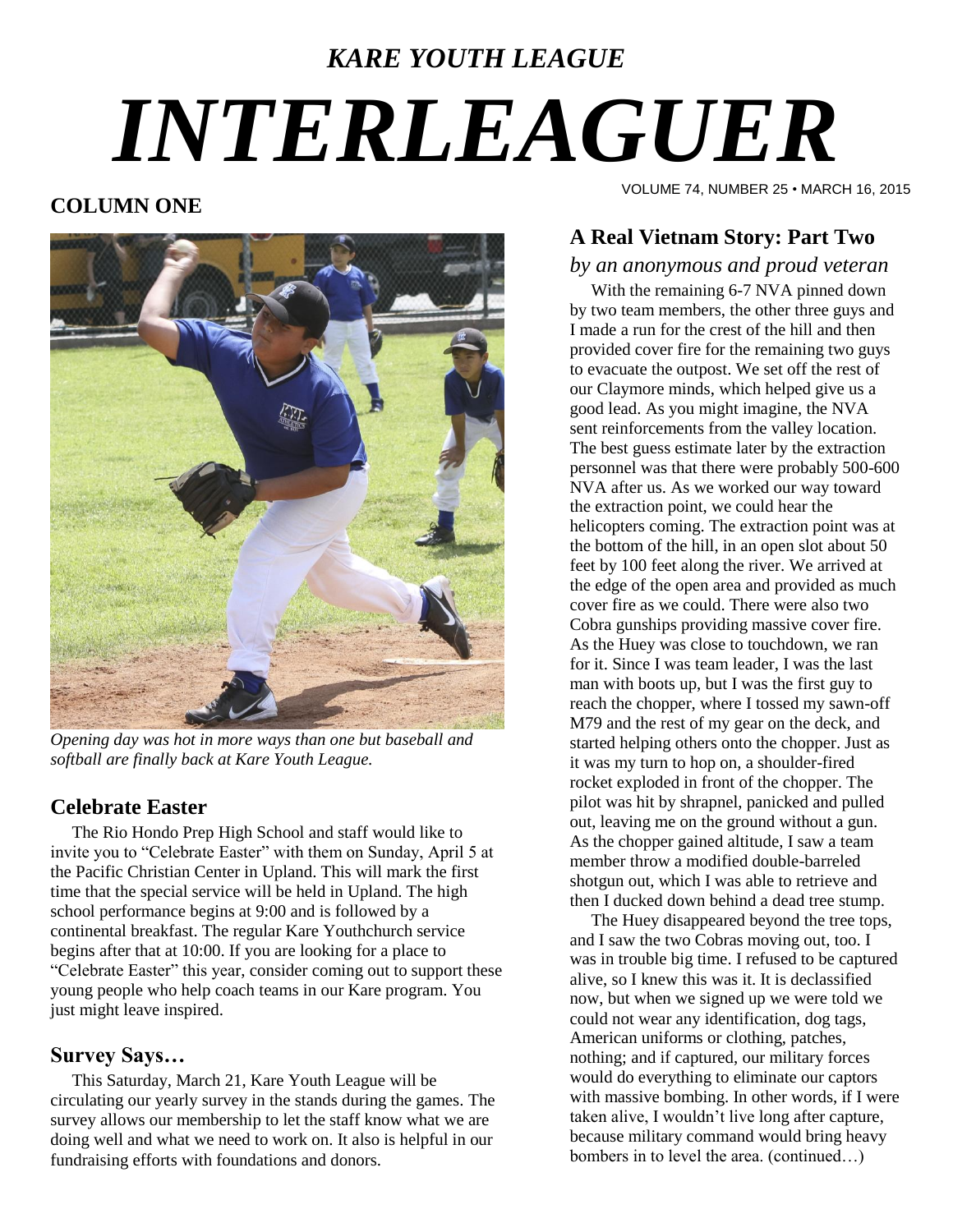*KARE YOUTH LEAGUE*

# *INTERLEAGUER*

VOLUME 74, NUMBER 25 • MARCH 16, 2015

## COLUMN ONE

*Opening day was hot in more ways than one but baseball and softball are finally back at Kare Youth League.*

### Celebrate Easter

The Rio Hondo Prep High School and staff would like to invite you to "Celebrate Easter" with them on Sunday, April 5 at the Pacific Christian Center in Upland. This will mark the first time that the special service will be held in Upland. The high school performance begins at 9:00 and is followed by a continental breakfast. The regular Kare Youthchurch service begins after that at 10:00. If you are looking for a place to "Celebrate Easter" this year, consider coming out to support these young people who help coach teams in our Kare program. You just might leave inspired.

### Survey Says…

This Saturday, March 21, Kare Youth League will be circulating our yearly survey in the stands during the games. The survey allows our membership to let the staff know what we are doing well and what we need to work on. It also is helpful in our fundraising efforts with foundations and donors.

### A Real Vietnam Story: Part Two

*by an anonymous and proud veteran*

With the remaining 6-7 NVA pinned down by two team members, the other three guys and I made a run for the crest of the hill and then provided cover fire for the remaining two guys to evacuate the outpost. We set off the rest of our Claymore minds, which helped give us a good lead. As you might imagine, the NVA sent reinforcements from the valley location. The best guess estimate later by the extraction personnel was that there were probably 500-600 NVA after us. As we worked our way toward the extraction point, we could hear the helicopters coming. The extraction point was at the bottom of the hill, in an open slot about 50 feet by 100 feet along the river. We arrived at the edge of the open area and provided as much cover fire as we could. There were also two Cobra gunships providing massive cover fire. As the Huey was close to touchdown, we ran for it. Since I was team leader, I was the last man with boots up, but I was the first guy to reach the chopper, where I tossed my sawn-off M79 and the rest of my gear on the deck, and started helping others onto the chopper. Just as it was my turn to hop on, a shoulder-fired rocket exploded in front of the chopper. The pilot was hit by shrapnel, panicked and pulled out, leaving me on the ground without a gun. As the chopper gained altitude, I saw a team member throw a modified double-barreled shotgun out, which I was able to retrieve and then I ducked down behind a dead tree stump.

The Huey disappeared beyond the tree tops, and I saw the two Cobras moving out, too. I was in trouble big time. I refused to be captured alive, so I knew this was it. It is declassified now, but when we signed up we were told we could not wear any identification, dog tags, American uniforms or clothing, patches, nothing; and if captured, our military forces would do everything to eliminate our captors with massive bombing. In other words, if I were taken alive, I wouldn't live long after capture, because military command would bring heavy bombers in to level the area. (continued…)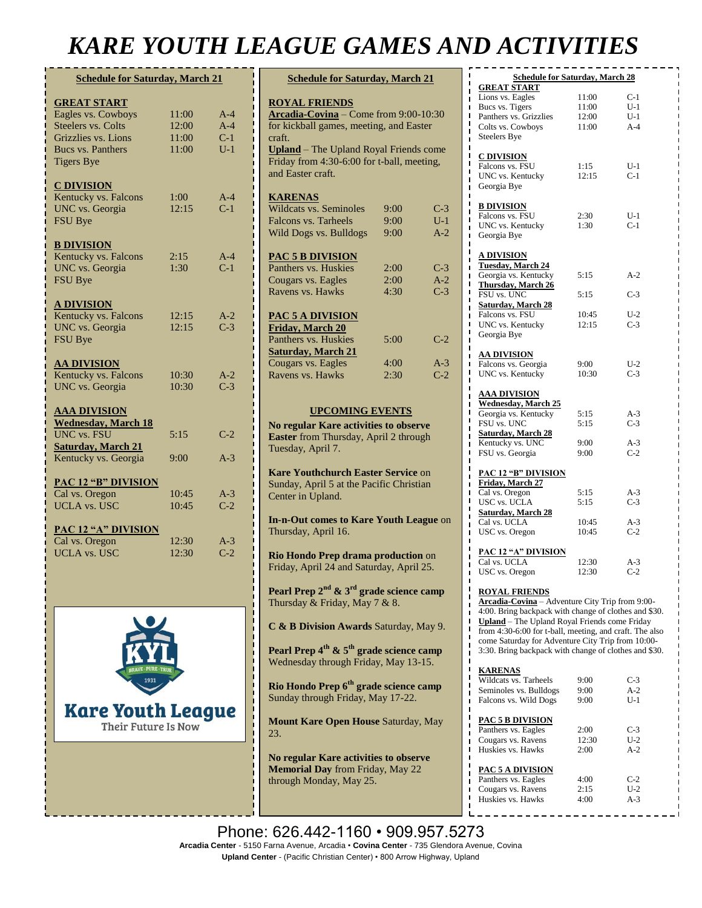# KARE YOUTH LEAGUE GAMES AND ACTIVITIES

## Schedule for Saturday, March 21

**GREAT START**

| | | |
|---|---|---|
| Eagles vs. Cowboys | 11:00 | A-4 |
| Steelers vs. Colts | 12:00 | A-4 |
| Grizzlies vs. Lions | 11:00 | C-1 |
| Bucs vs. Panthers | 11:00 | U-1 |
| Tigers Bye | | |

**C DIVISION**

| | | |
|---|---|---|
| Kentucky vs. Falcons | 1:00 | A-4 |
| UNC vs. Georgia | 12:15 | C-1 |
| FSU Bye | | |

**B DIVISION**

| | | |
|---|---|---|
| Kentucky vs. Falcons | 2:15 | A-4 |
| UNC vs. Georgia | 1:30 | C-1 |
| FSU Bye | | |

**A DIVISION**

| | | |
|---|---|---|
| Kentucky vs. Falcons | 12:15 | A-2 |
| UNC vs. Georgia | 12:15 | C-3 |
| FSU Bye | | |

**AA DIVISION**

| | | |
|---|---|---|
| Kentucky vs. Falcons | 10:30 | A-2 |
| UNC vs. Georgia | 10:30 | C-3 |

**AAA DIVISION**

| | | |
|---|---|---|
| **Wednesday, March 18** | | |
| UNC vs. FSU | 5:15 | C-2 |
| **Saturday, March 21** | | |
| Kentucky vs. Georgia | 9:00 | A-3 |

**PAC 12 "B" DIVISION**

| | | |
|---|---|---|
| Cal vs. Oregon | 10:45 | A-3 |
| UCLA vs. USC | 10:45 | C-2 |

**PAC 12 "A" DIVISION**

| | | |
|---|---|---|
| Cal vs. Oregon | 12:30 | A-3 |
| UCLA vs. USC | 12:30 | C-2 |

KYL
BRAVE · PURE · TRUE
1931
Kare Youth League
Their Future Is Now

## Schedule for Saturday, March 21

**ROYAL FRIENDS**

**Arcadia-Covina** – Come from 9:00-10:30 for kickball games, meeting, and Easter craft.

**Upland** – The Upland Royal Friends come Friday from 4:30-6:00 for t-ball, meeting, and Easter craft.

**KARENAS**

| | | |
|---|---|---|
| Wildcats vs. Seminoles | 9:00 | C-3 |
| Falcons vs. Tarheels | 9:00 | U-1 |
| Wild Dogs vs. Bulldogs | 9:00 | A-2 |

**PAC 5 B DIVISION**

| | | |
|---|---|---|
| Panthers vs. Huskies | 2:00 | C-3 |
| Cougars vs. Eagles | 2:00 | A-2 |
| Ravens vs. Hawks | 4:30 | C-3 |

**PAC 5 A DIVISION**

| | | |
|---|---|---|
| **Friday, March 20** | | |
| Panthers vs. Huskies | 5:00 | C-2 |
| **Saturday, March 21** | | |
| Cougars vs. Eagles | 4:00 | A-3 |
| Ravens vs. Hawks | 2:30 | C-2 |

## UPCOMING EVENTS

**No regular Kare activities to observe Easter** from Thursday, April 2 through Tuesday, April 7.

**Kare Youthchurch Easter Service** on Sunday, April 5 at the Pacific Christian Center in Upland.

**In-n-Out comes to Kare Youth League** on Thursday, April 16.

**Rio Hondo Prep drama production** on Friday, April 24 and Saturday, April 25.

**Pearl Prep 2nd & 3rd grade science camp** Thursday & Friday, May 7 & 8.

**C & B Division Awards** Saturday, May 9.

**Pearl Prep 4th & 5th grade science camp** Wednesday through Friday, May 13-15.

**Rio Hondo Prep 6th grade science camp** Sunday through Friday, May 17-22.

**Mount Kare Open House** Saturday, May 23.

**No regular Kare activities to observe Memorial Day** from Friday, May 22 through Monday, May 25.

## Schedule for Saturday, March 28

**GREAT START**

| | | |
|---|---|---|
| Lions vs. Eagles | 11:00 | C-1 |
| Bucs vs. Tigers | 11:00 | U-1 |
| Panthers vs. Grizzlies | 12:00 | U-1 |
| Colts vs. Cowboys | 11:00 | A-4 |
| Steelers Bye | | |

**C DIVISION**

| | | |
|---|---|---|
| Falcons vs. FSU | 1:15 | U-1 |
| UNC vs. Kentucky | 12:15 | C-1 |
| Georgia Bye | | |

**B DIVISION**

| | | |
|---|---|---|
| Falcons vs. FSU | 2:30 | U-1 |
| UNC vs. Kentucky | 1:30 | C-1 |
| Georgia Bye | | |

**A DIVISION**

| | | |
|---|---|---|
| **Tuesday, March 24** | | |
| Georgia vs. Kentucky | 5:15 | A-2 |
| **Thursday, March 26** | | |
| FSU vs. UNC | 5:15 | C-3 |
| **Saturday, March 28** | | |
| Falcons vs. FSU | 10:45 | U-2 |
| UNC vs. Kentucky | 12:15 | C-3 |
| Georgia Bye | | |

**AA DIVISION**

| | | |
|---|---|---|
| Falcons vs. Georgia | 9:00 | U-2 |
| UNC vs. Kentucky | 10:30 | C-3 |

**AAA DIVISION**

| | | |
|---|---|---|
| **Wednesday, March 25** | | |
| Georgia vs. Kentucky | 5:15 | A-3 |
| FSU vs. UNC | 5:15 | C-3 |
| **Saturday, March 28** | | |
| Kentucky vs. UNC | 9:00 | A-3 |
| FSU vs. Georgia | 9:00 | C-2 |

**PAC 12 "B" DIVISION**

| | | |
|---|---|---|
| **Friday, March 27** | | |
| Cal vs. Oregon | 5:15 | A-3 |
| USC vs. UCLA | 5:15 | C-3 |
| **Saturday, March 28** | | |
| Cal vs. UCLA | 10:45 | A-3 |
| USC vs. Oregon | 10:45 | C-2 |

**PAC 12 "A" DIVISION**

| | | |
|---|---|---|
| Cal vs. UCLA | 12:30 | A-3 |
| USC vs. Oregon | 12:30 | C-2 |

**ROYAL FRIENDS**

**Arcadia-Covina** – Adventure City Trip from 9:00-4:00. Bring backpack with change of clothes and $30.

**Upland** – The Upland Royal Friends come Friday from 4:30-6:00 for t-ball, meeting, and craft. The also come Saturday for Adventure City Trip from 10:00-3:30. Bring backpack with change of clothes and $30.

**KARENAS**

| | | |
|---|---|---|
| Wildcats vs. Tarheels | 9:00 | C-3 |
| Seminoles vs. Bulldogs | 9:00 | A-2 |
| Falcons vs. Wild Dogs | 9:00 | U-1 |

**PAC 5 B DIVISION**

| | | |
|---|---|---|
| Panthers vs. Eagles | 2:00 | C-3 |
| Cougars vs. Ravens | 12:30 | U-2 |
| Huskies vs. Hawks | 2:00 | A-2 |

**PAC 5 A DIVISION**

| | | |
|---|---|---|
| Panthers vs. Eagles | 4:00 | C-2 |
| Cougars vs. Ravens | 2:15 | U-2 |
| Huskies vs. Hawks | 4:00 | A-3 |

Phone: 626.442-1160 • 909.957.5273

**Arcadia Center** - 5150 Farna Avenue, Arcadia • **Covina Center** - 735 Glendora Avenue, Covina

**Upland Center** - (Pacific Christian Center) • 800 Arrow Highway, Upland